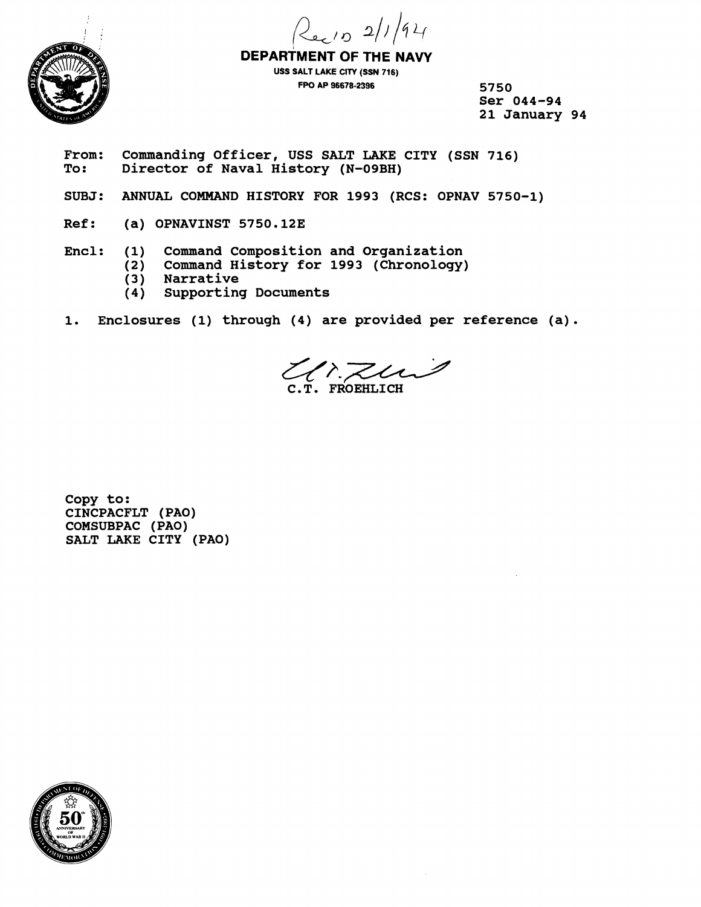Rec'D 2/1/94

**DEPARTMENT OF THE NAVY**

USS SALT LAKE CITY (SSN 716)
FPO AP 96678-2396

5750
Ser 044-94
21 January 94

From: Commanding Officer, USS SALT LAKE CITY (SSN 716)
To: Director of Naval History (N-09BH)

SUBJ: ANNUAL COMMAND HISTORY FOR 1993 (RCS: OPNAV 5750-1)

Ref: (a) OPNAVINST 5750.12E

Encl: (1) Command Composition and Organization
(2) Command History for 1993 (Chronology)
(3) Narrative
(4) Supporting Documents

1. Enclosures (1) through (4) are provided per reference (a).

C.T. FROEHLICH

Copy to:
CINCPACFLT (PAO)
COMSUBPAC (PAO)
SALT LAKE CITY (PAO)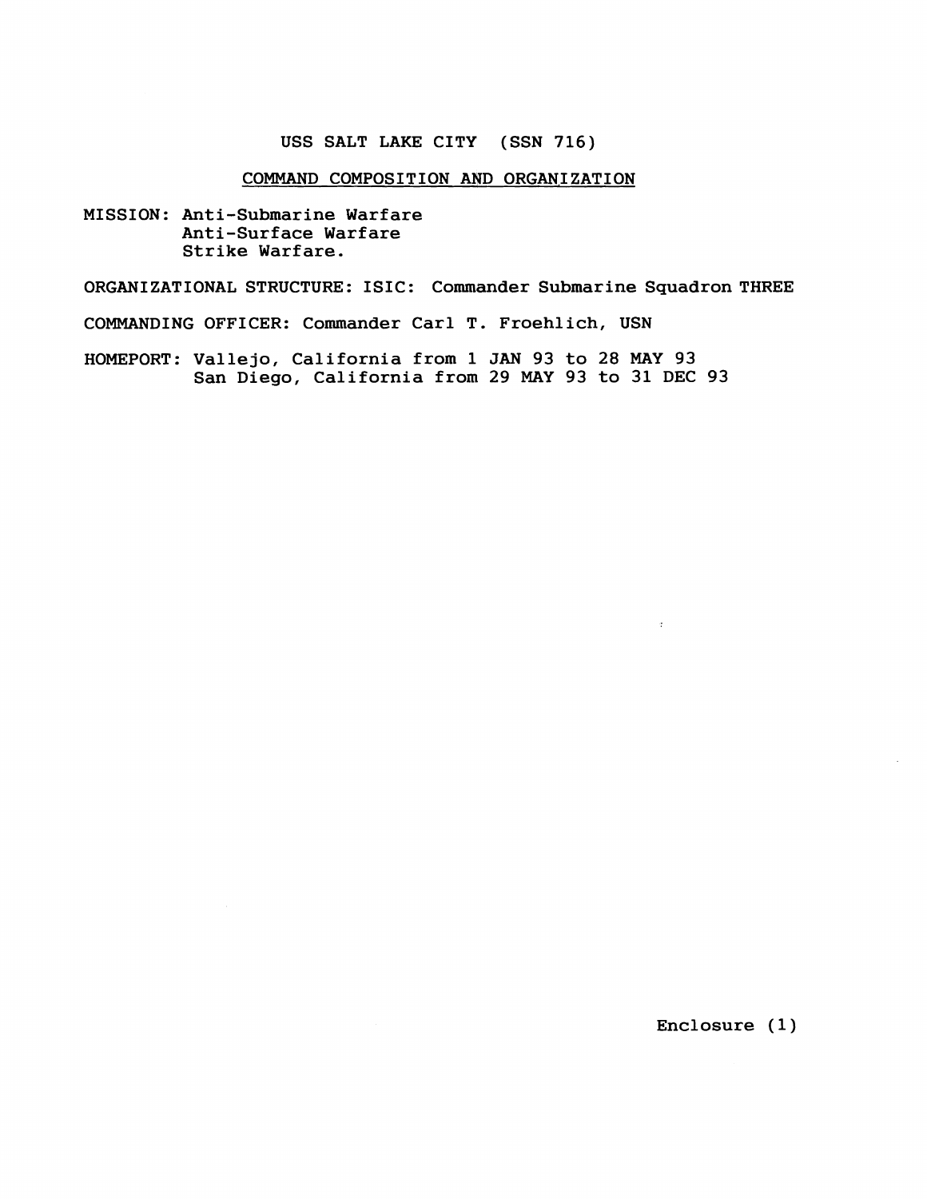# USS SALT LAKE CITY (SSN 716)

## COMMAND COMPOSITION AND ORGANIZATION

MISSION: Anti-Submarine Warfare
Anti-Surface Warfare
Strike Warfare.

ORGANIZATIONAL STRUCTURE: ISIC: Commander Submarine Squadron THREE

COMMANDING OFFICER: Commander Carl T. Froehlich, USN

HOMEPORT: Vallejo, California from 1 JAN 93 to 28 MAY 93
San Diego, California from 29 MAY 93 to 31 DEC 93

Enclosure (1)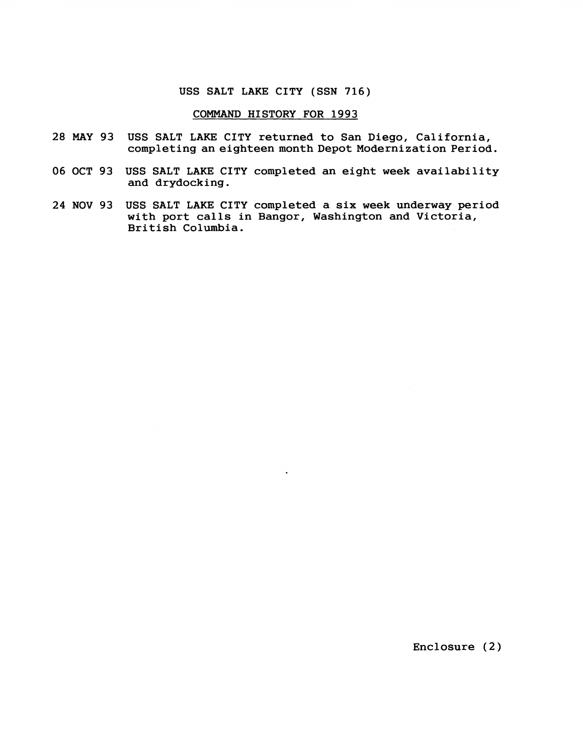# USS SALT LAKE CITY (SSN 716)

## COMMAND HISTORY FOR 1993

28 MAY 93 USS SALT LAKE CITY returned to San Diego, California, completing an eighteen month Depot Modernization Period.

06 OCT 93 USS SALT LAKE CITY completed an eight week availability and drydocking.

24 NOV 93 USS SALT LAKE CITY completed a six week underway period with port calls in Bangor, Washington and Victoria, British Columbia.

Enclosure (2)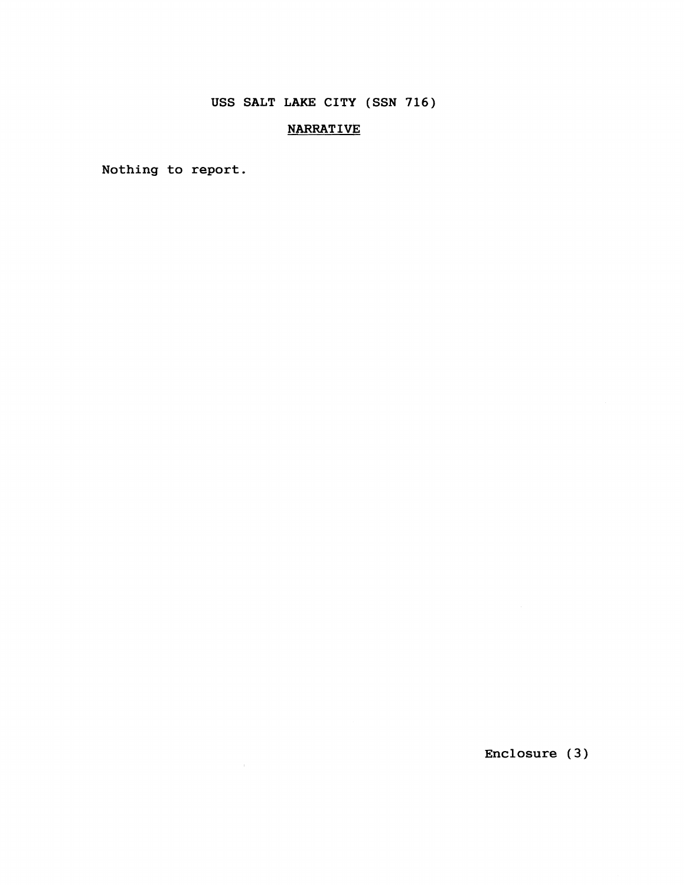# USS SALT LAKE CITY (SSN 716)

## NARRATIVE

Nothing to report.

Enclosure (3)